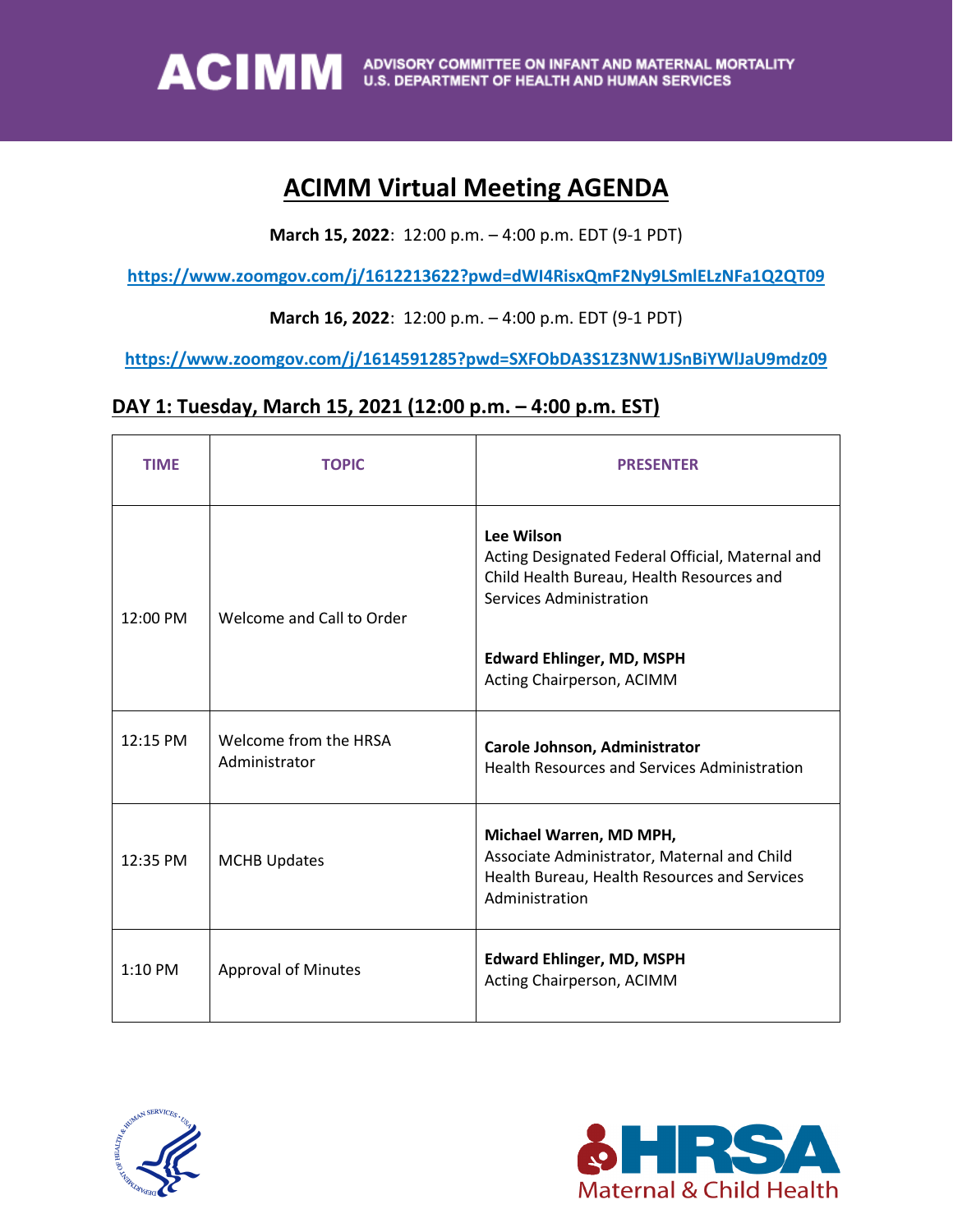ACIMM ADVISORY COMMITTEE ON INFANT AND MATERNAL MORTALITY
U.S. DEPARTMENT OF HEALTH AND HUMAN SERVICES

# ACIMM Virtual Meeting AGENDA

**March 15, 2022**: 12:00 p.m. – 4:00 p.m. EDT (9-1 PDT)

https://www.zoomgov.com/j/1612213622?pwd=dWI4RisxQmF2Ny9LSmlELzNFa1Q2QT09

**March 16, 2022**: 12:00 p.m. – 4:00 p.m. EDT (9-1 PDT)

https://www.zoomgov.com/j/1614591285?pwd=SXFObDA3S1Z3NW1JSnBiYWlJaU9mdz09

## DAY 1: Tuesday, March 15, 2021 (12:00 p.m. – 4:00 p.m. EST)

| TIME | TOPIC | PRESENTER |
|---|---|---|
| 12:00 PM | Welcome and Call to Order | **Lee Wilson** Acting Designated Federal Official, Maternal and Child Health Bureau, Health Resources and Services Administration<br><br>**Edward Ehlinger, MD, MSPH** Acting Chairperson, ACIMM |
| 12:15 PM | Welcome from the HRSA Administrator | **Carole Johnson, Administrator** Health Resources and Services Administration |
| 12:35 PM | MCHB Updates | **Michael Warren, MD MPH,** Associate Administrator, Maternal and Child Health Bureau, Health Resources and Services Administration |
| 1:10 PM | Approval of Minutes | **Edward Ehlinger, MD, MSPH** Acting Chairperson, ACIMM |

HRSA Maternal & Child Health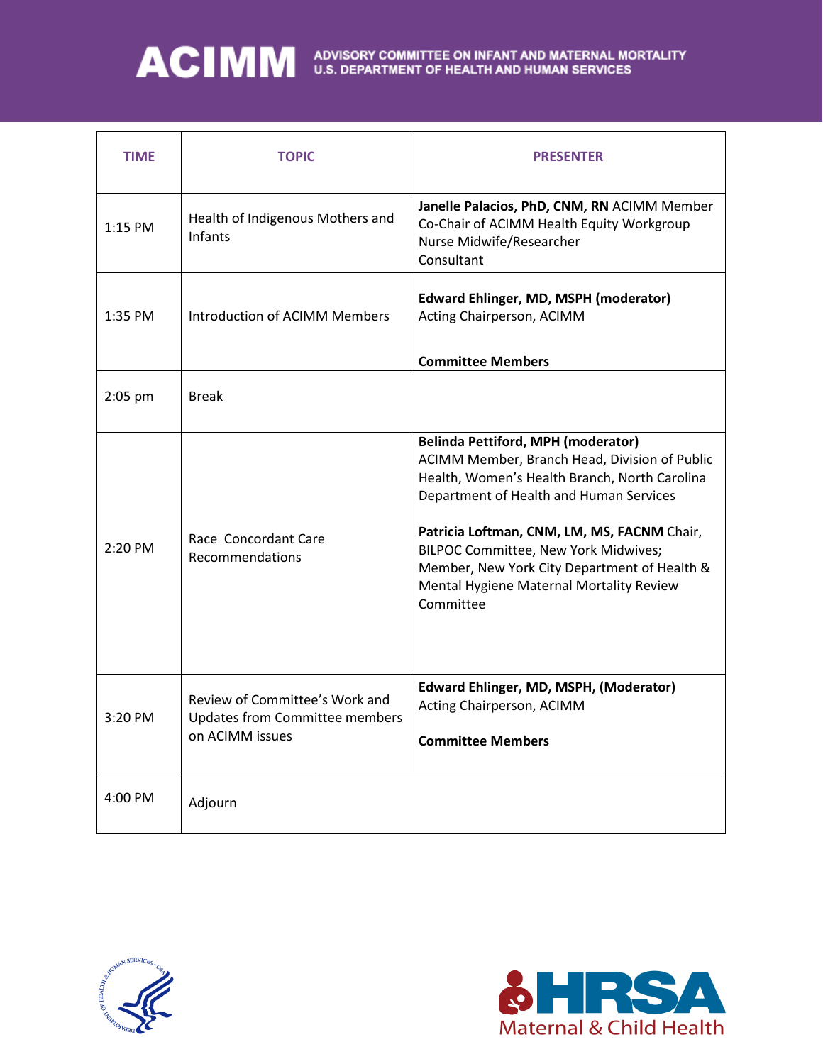| TIME | TOPIC | PRESENTER |
|---|---|---|
| 1:15 PM | Health of Indigenous Mothers and Infants | **Janelle Palacios, PhD, CNM, RN** ACIMM Member Co-Chair of ACIMM Health Equity Workgroup Nurse Midwife/Researcher Consultant |
| 1:35 PM | Introduction of ACIMM Members | **Edward Ehlinger, MD, MSPH (moderator)** Acting Chairperson, ACIMM<br><br>**Committee Members** |
| 2:05 pm | Break | |
| 2:20 PM | Race Concordant Care Recommendations | **Belinda Pettiford, MPH (moderator)** ACIMM Member, Branch Head, Division of Public Health, Women's Health Branch, North Carolina Department of Health and Human Services<br><br>**Patricia Loftman, CNM, LM, MS, FACNM** Chair, BILPOC Committee, New York Midwives; Member, New York City Department of Health & Mental Hygiene Maternal Mortality Review Committee |
| 3:20 PM | Review of Committee's Work and Updates from Committee members on ACIMM issues | **Edward Ehlinger, MD, MSPH, (Moderator)** Acting Chairperson, ACIMM<br><br>**Committee Members** |
| 4:00 PM | Adjourn | |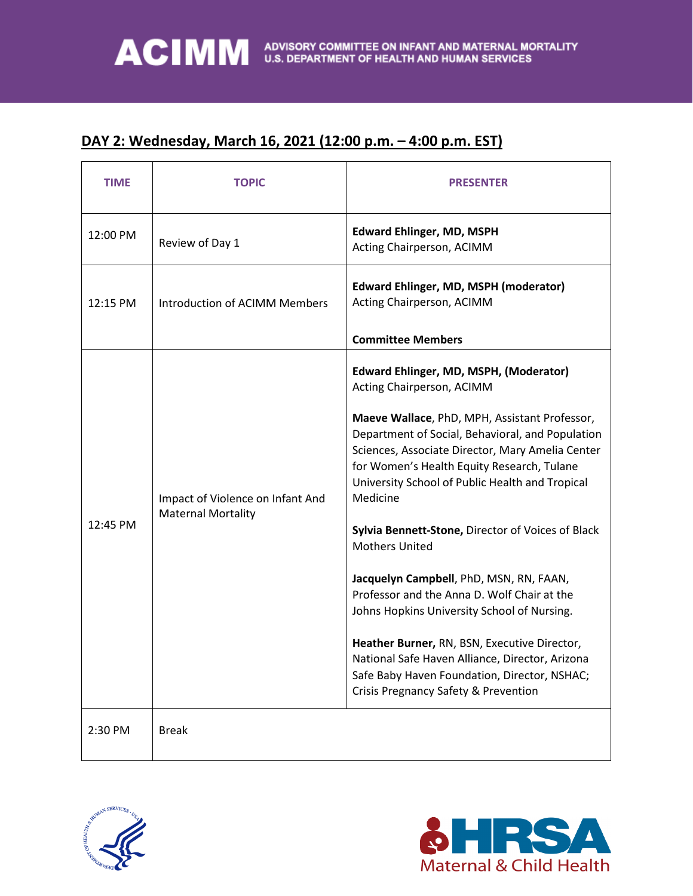## DAY 2: Wednesday, March 16, 2021 (12:00 p.m. – 4:00 p.m. EST)

| TIME | TOPIC | PRESENTER |
|---|---|---|
| 12:00 PM | Review of Day 1 | **Edward Ehlinger, MD, MSPH**<br>Acting Chairperson, ACIMM |
| 12:15 PM | Introduction of ACIMM Members | **Edward Ehlinger, MD, MSPH (moderator)**<br>Acting Chairperson, ACIMM<br><br>**Committee Members** |
| 12:45 PM | Impact of Violence on Infant And Maternal Mortality | **Edward Ehlinger, MD, MSPH, (Moderator)**<br>Acting Chairperson, ACIMM<br><br>**Maeve Wallace**, PhD, MPH, Assistant Professor, Department of Social, Behavioral, and Population Sciences, Associate Director, Mary Amelia Center for Women's Health Equity Research, Tulane University School of Public Health and Tropical Medicine<br><br>**Sylvia Bennett-Stone,** Director of Voices of Black Mothers United<br><br>**Jacquelyn Campbell**, PhD, MSN, RN, FAAN, Professor and the Anna D. Wolf Chair at the Johns Hopkins University School of Nursing.<br><br>**Heather Burner,** RN, BSN, Executive Director, National Safe Haven Alliance, Director, Arizona Safe Baby Haven Foundation, Director, NSHAC; Crisis Pregnancy Safety & Prevention |
| 2:30 PM | Break | |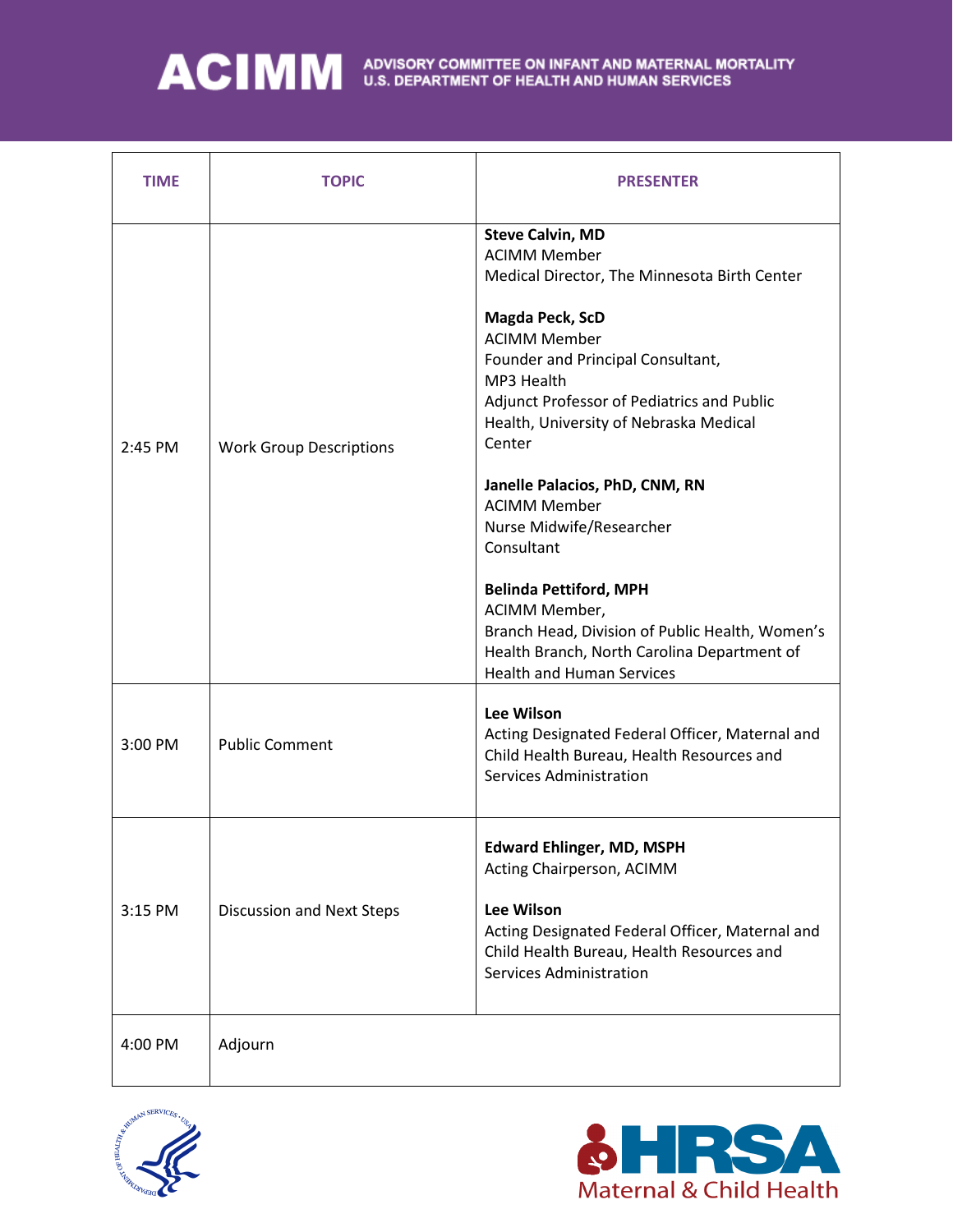| TIME | TOPIC | PRESENTER |
|---|---|---|
| 2:45 PM | Work Group Descriptions | **Steve Calvin, MD**<br>ACIMM Member<br>Medical Director, The Minnesota Birth Center<br><br>**Magda Peck, ScD**<br>ACIMM Member<br>Founder and Principal Consultant, MP3 Health<br>Adjunct Professor of Pediatrics and Public Health, University of Nebraska Medical Center<br><br>**Janelle Palacios, PhD, CNM, RN**<br>ACIMM Member<br>Nurse Midwife/Researcher<br>Consultant<br><br>**Belinda Pettiford, MPH**<br>ACIMM Member,<br>Branch Head, Division of Public Health, Women's Health Branch, North Carolina Department of Health and Human Services |
| 3:00 PM | Public Comment | **Lee Wilson**<br>Acting Designated Federal Officer, Maternal and Child Health Bureau, Health Resources and Services Administration |
| 3:15 PM | Discussion and Next Steps | **Edward Ehlinger, MD, MSPH**<br>Acting Chairperson, ACIMM<br><br>**Lee Wilson**<br>Acting Designated Federal Officer, Maternal and Child Health Bureau, Health Resources and Services Administration |
| 4:00 PM | Adjourn | |